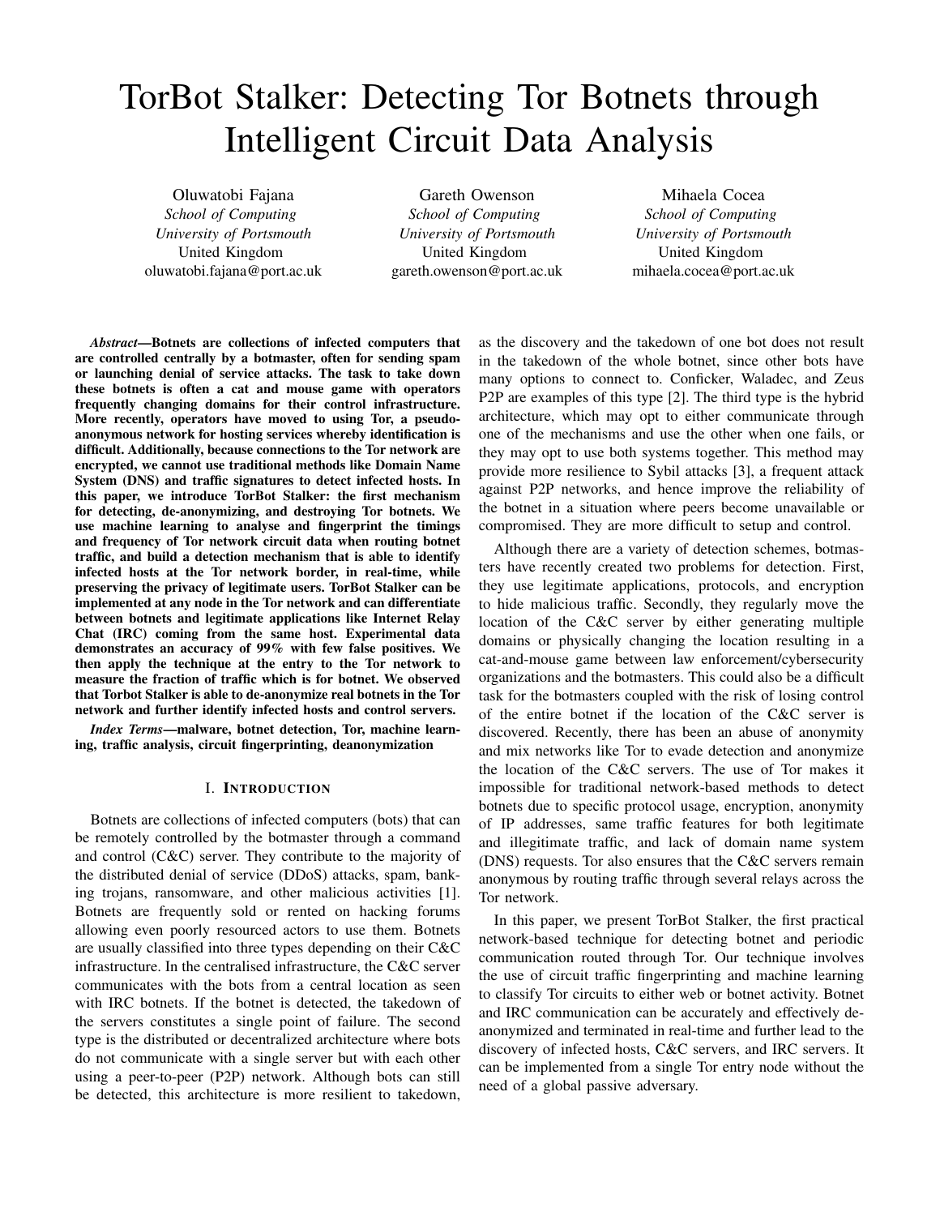# TorBot Stalker: Detecting Tor Botnets through Intelligent Circuit Data Analysis

Oluwatobi Fajana
*School of Computing*
*University of Portsmouth*
United Kingdom
oluwatobi.fajana@port.ac.uk

Gareth Owenson
*School of Computing*
*University of Portsmouth*
United Kingdom
gareth.owenson@port.ac.uk

Mihaela Cocea
*School of Computing*
*University of Portsmouth*
United Kingdom
mihaela.cocea@port.ac.uk

***Abstract*—Botnets are collections of infected computers that are controlled centrally by a botmaster, often for sending spam or launching denial of service attacks. The task to take down these botnets is often a cat and mouse game with operators frequently changing domains for their control infrastructure. More recently, operators have moved to using Tor, a pseudo-anonymous network for hosting services whereby identification is difficult. Additionally, because connections to the Tor network are encrypted, we cannot use traditional methods like Domain Name System (DNS) and traffic signatures to detect infected hosts. In this paper, we introduce TorBot Stalker: the first mechanism for detecting, de-anonymizing, and destroying Tor botnets. We use machine learning to analyse and fingerprint the timings and frequency of Tor network circuit data when routing botnet traffic, and build a detection mechanism that is able to identify infected hosts at the Tor network border, in real-time, while preserving the privacy of legitimate users. TorBot Stalker can be implemented at any node in the Tor network and can differentiate between botnets and legitimate applications like Internet Relay Chat (IRC) coming from the same host. Experimental data demonstrates an accuracy of 99% with few false positives. We then apply the technique at the entry to the Tor network to measure the fraction of traffic which is for botnet. We observed that Torbot Stalker is able to de-anonymize real botnets in the Tor network and further identify infected hosts and control servers.**

***Index Terms*—malware, botnet detection, Tor, machine learning, traffic analysis, circuit fingerprinting, deanonymization**

## I. Introduction

Botnets are collections of infected computers (bots) that can be remotely controlled by the botmaster through a command and control (C&C) server. They contribute to the majority of the distributed denial of service (DDoS) attacks, spam, banking trojans, ransomware, and other malicious activities [1]. Botnets are frequently sold or rented on hacking forums allowing even poorly resourced actors to use them. Botnets are usually classified into three types depending on their C&C infrastructure. In the centralised infrastructure, the C&C server communicates with the bots from a central location as seen with IRC botnets. If the botnet is detected, the takedown of the servers constitutes a single point of failure. The second type is the distributed or decentralized architecture where bots do not communicate with a single server but with each other using a peer-to-peer (P2P) network. Although bots can still be detected, this architecture is more resilient to takedown, as the discovery and the takedown of one bot does not result in the takedown of the whole botnet, since other bots have many options to connect to. Conficker, Waladec, and Zeus P2P are examples of this type [2]. The third type is the hybrid architecture, which may opt to either communicate through one of the mechanisms and use the other when one fails, or they may opt to use both systems together. This method may provide more resilience to Sybil attacks [3], a frequent attack against P2P networks, and hence improve the reliability of the botnet in a situation where peers become unavailable or compromised. They are more difficult to setup and control.

Although there are a variety of detection schemes, botmasters have recently created two problems for detection. First, they use legitimate applications, protocols, and encryption to hide malicious traffic. Secondly, they regularly move the location of the C&C server by either generating multiple domains or physically changing the location resulting in a cat-and-mouse game between law enforcement/cybersecurity organizations and the botmasters. This could also be a difficult task for the botmasters coupled with the risk of losing control of the entire botnet if the location of the C&C server is discovered. Recently, there has been an abuse of anonymity and mix networks like Tor to evade detection and anonymize the location of the C&C servers. The use of Tor makes it impossible for traditional network-based methods to detect botnets due to specific protocol usage, encryption, anonymity of IP addresses, same traffic features for both legitimate and illegitimate traffic, and lack of domain name system (DNS) requests. Tor also ensures that the C&C servers remain anonymous by routing traffic through several relays across the Tor network.

In this paper, we present TorBot Stalker, the first practical network-based technique for detecting botnet and periodic communication routed through Tor. Our technique involves the use of circuit traffic fingerprinting and machine learning to classify Tor circuits to either web or botnet activity. Botnet and IRC communication can be accurately and effectively de-anonymized and terminated in real-time and further lead to the discovery of infected hosts, C&C servers, and IRC servers. It can be implemented from a single Tor entry node without the need of a global passive adversary.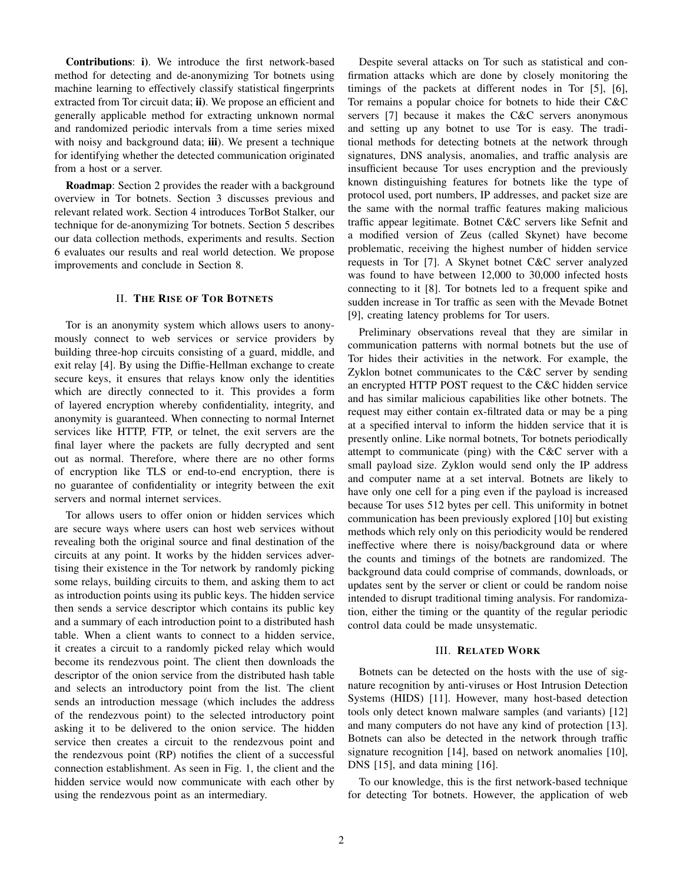**Contributions**: **i**). We introduce the first network-based method for detecting and de-anonymizing Tor botnets using machine learning to effectively classify statistical fingerprints extracted from Tor circuit data; **ii**). We propose an efficient and generally applicable method for extracting unknown normal and randomized periodic intervals from a time series mixed with noisy and background data; **iii**). We present a technique for identifying whether the detected communication originated from a host or a server.

**Roadmap**: Section 2 provides the reader with a background overview in Tor botnets. Section 3 discusses previous and relevant related work. Section 4 introduces TorBot Stalker, our technique for de-anonymizing Tor botnets. Section 5 describes our data collection methods, experiments and results. Section 6 evaluates our results and real world detection. We propose improvements and conclude in Section 8.

## II. The Rise of Tor Botnets

Tor is an anonymity system which allows users to anonymously connect to web services or service providers by building three-hop circuits consisting of a guard, middle, and exit relay [4]. By using the Diffie-Hellman exchange to create secure keys, it ensures that relays know only the identities which are directly connected to it. This provides a form of layered encryption whereby confidentiality, integrity, and anonymity is guaranteed. When connecting to normal Internet services like HTTP, FTP, or telnet, the exit servers are the final layer where the packets are fully decrypted and sent out as normal. Therefore, where there are no other forms of encryption like TLS or end-to-end encryption, there is no guarantee of confidentiality or integrity between the exit servers and normal internet services.

Tor allows users to offer onion or hidden services which are secure ways where users can host web services without revealing both the original source and final destination of the circuits at any point. It works by the hidden services advertising their existence in the Tor network by randomly picking some relays, building circuits to them, and asking them to act as introduction points using its public keys. The hidden service then sends a service descriptor which contains its public key and a summary of each introduction point to a distributed hash table. When a client wants to connect to a hidden service, it creates a circuit to a randomly picked relay which would become its rendezvous point. The client then downloads the descriptor of the onion service from the distributed hash table and selects an introductory point from the list. The client sends an introduction message (which includes the address of the rendezvous point) to the selected introductory point asking it to be delivered to the onion service. The hidden service then creates a circuit to the rendezvous point and the rendezvous point (RP) notifies the client of a successful connection establishment. As seen in Fig. 1, the client and the hidden service would now communicate with each other by using the rendezvous point as an intermediary.

Despite several attacks on Tor such as statistical and confirmation attacks which are done by closely monitoring the timings of the packets at different nodes in Tor [5], [6], Tor remains a popular choice for botnets to hide their C&C servers [7] because it makes the C&C servers anonymous and setting up any botnet to use Tor is easy. The traditional methods for detecting botnets at the network through signatures, DNS analysis, anomalies, and traffic analysis are insufficient because Tor uses encryption and the previously known distinguishing features for botnets like the type of protocol used, port numbers, IP addresses, and packet size are the same with the normal traffic features making malicious traffic appear legitimate. Botnet C&C servers like Sefnit and a modified version of Zeus (called Skynet) have become problematic, receiving the highest number of hidden service requests in Tor [7]. A Skynet botnet C&C server analyzed was found to have between 12,000 to 30,000 infected hosts connecting to it [8]. Tor botnets led to a frequent spike and sudden increase in Tor traffic as seen with the Mevade Botnet [9], creating latency problems for Tor users.

Preliminary observations reveal that they are similar in communication patterns with normal botnets but the use of Tor hides their activities in the network. For example, the Zyklon botnet communicates to the C&C server by sending an encrypted HTTP POST request to the C&C hidden service and has similar malicious capabilities like other botnets. The request may either contain ex-filtrated data or may be a ping at a specified interval to inform the hidden service that it is presently online. Like normal botnets, Tor botnets periodically attempt to communicate (ping) with the C&C server with a small payload size. Zyklon would send only the IP address and computer name at a set interval. Botnets are likely to have only one cell for a ping even if the payload is increased because Tor uses 512 bytes per cell. This uniformity in botnet communication has been previously explored [10] but existing methods which rely only on this periodicity would be rendered ineffective where there is noisy/background data or where the counts and timings of the botnets are randomized. The background data could comprise of commands, downloads, or updates sent by the server or client or could be random noise intended to disrupt traditional timing analysis. For randomization, either the timing or the quantity of the regular periodic control data could be made unsystematic.

## III. Related Work

Botnets can be detected on the hosts with the use of signature recognition by anti-viruses or Host Intrusion Detection Systems (HIDS) [11]. However, many host-based detection tools only detect known malware samples (and variants) [12] and many computers do not have any kind of protection [13]. Botnets can also be detected in the network through traffic signature recognition [14], based on network anomalies [10], DNS [15], and data mining [16].

To our knowledge, this is the first network-based technique for detecting Tor botnets. However, the application of web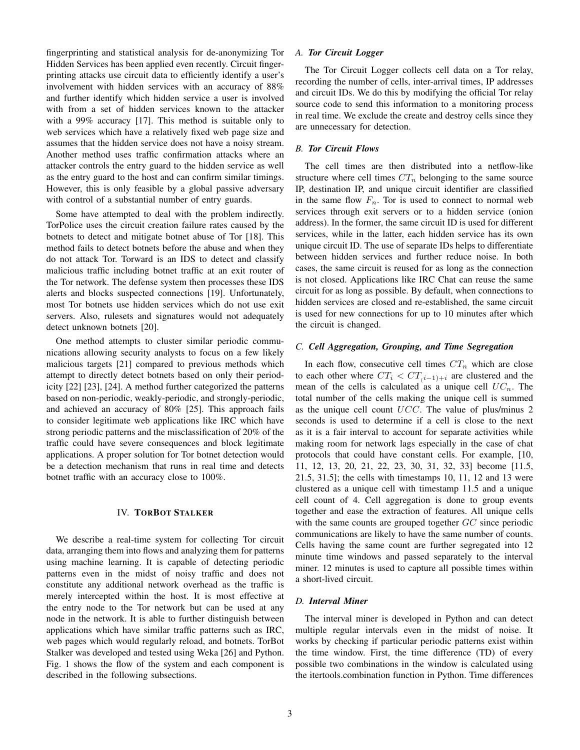fingerprinting and statistical analysis for de-anonymizing Tor Hidden Services has been applied even recently. Circuit fingerprinting attacks use circuit data to efficiently identify a user's involvement with hidden services with an accuracy of 88% and further identify which hidden service a user is involved with from a set of hidden services known to the attacker with a 99% accuracy [17]. This method is suitable only to web services which have a relatively fixed web page size and assumes that the hidden service does not have a noisy stream. Another method uses traffic confirmation attacks where an attacker controls the entry guard to the hidden service as well as the entry guard to the host and can confirm similar timings. However, this is only feasible by a global passive adversary with control of a substantial number of entry guards.

Some have attempted to deal with the problem indirectly. TorPolice uses the circuit creation failure rates caused by the botnets to detect and mitigate botnet abuse of Tor [18]. This method fails to detect botnets before the abuse and when they do not attack Tor. Torward is an IDS to detect and classify malicious traffic including botnet traffic at an exit router of the Tor network. The defense system then processes these IDS alerts and blocks suspected connections [19]. Unfortunately, most Tor botnets use hidden services which do not use exit servers. Also, rulesets and signatures would not adequately detect unknown botnets [20].

One method attempts to cluster similar periodic communications allowing security analysts to focus on a few likely malicious targets [21] compared to previous methods which attempt to directly detect botnets based on only their periodicity [22] [23], [24]. A method further categorized the patterns based on non-periodic, weakly-periodic, and strongly-periodic, and achieved an accuracy of 80% [25]. This approach fails to consider legitimate web applications like IRC which have strong periodic patterns and the misclassification of 20% of the traffic could have severe consequences and block legitimate applications. A proper solution for Tor botnet detection would be a detection mechanism that runs in real time and detects botnet traffic with an accuracy close to 100%.

## IV. TorBot Stalker

We describe a real-time system for collecting Tor circuit data, arranging them into flows and analyzing them for patterns using machine learning. It is capable of detecting periodic patterns even in the midst of noisy traffic and does not constitute any additional network overhead as the traffic is merely intercepted within the host. It is most effective at the entry node to the Tor network but can be used at any node in the network. It is able to further distinguish between applications which have similar traffic patterns such as IRC, web pages which would regularly reload, and botnets. TorBot Stalker was developed and tested using Weka [26] and Python. Fig. 1 shows the flow of the system and each component is described in the following subsections.

### A. *Tor Circuit Logger*

The Tor Circuit Logger collects cell data on a Tor relay, recording the number of cells, inter-arrival times, IP addresses and circuit IDs. We do this by modifying the official Tor relay source code to send this information to a monitoring process in real time. We exclude the create and destroy cells since they are unnecessary for detection.

### B. *Tor Circuit Flows*

The cell times are then distributed into a netflow-like structure where cell times $CT_n$ belonging to the same source IP, destination IP, and unique circuit identifier are classified in the same flow $F_n$. Tor is used to connect to normal web services through exit servers or to a hidden service (onion address). In the former, the same circuit ID is used for different services, while in the latter, each hidden service has its own unique circuit ID. The use of separate IDs helps to differentiate between hidden services and further reduce noise. In both cases, the same circuit is reused for as long as the connection is not closed. Applications like IRC Chat can reuse the same circuit for as long as possible. By default, when connections to hidden services are closed and re-established, the same circuit is used for new connections for up to 10 minutes after which the circuit is changed.

### C. *Cell Aggregation, Grouping, and Time Segregation*

In each flow, consecutive cell times $CT_n$ which are close to each other where $CT_i < CT_{(i-1)+i}$ are clustered and the mean of the cells is calculated as a unique cell $UC_n$. The total number of the cells making the unique cell is summed as the unique cell count $UCC$. The value of plus/minus 2 seconds is used to determine if a cell is close to the next as it is a fair interval to account for separate activities while making room for network lags especially in the case of chat protocols that could have constant cells. For example, [10, 11, 12, 13, 20, 21, 22, 23, 30, 31, 32, 33] become [11.5, 21.5, 31.5]; the cells with timestamps 10, 11, 12 and 13 were clustered as a unique cell with timestamp 11.5 and a unique cell count of 4. Cell aggregation is done to group events together and ease the extraction of features. All unique cells with the same counts are grouped together $GC$ since periodic communications are likely to have the same number of counts. Cells having the same count are further segregated into 12 minute time windows and passed separately to the interval miner. 12 minutes is used to capture all possible times within a short-lived circuit.

### D. *Interval Miner*

The interval miner is developed in Python and can detect multiple regular intervals even in the midst of noise. It works by checking if particular periodic patterns exist within the time window. First, the time difference (TD) of every possible two combinations in the window is calculated using the itertools.combination function in Python. Time differences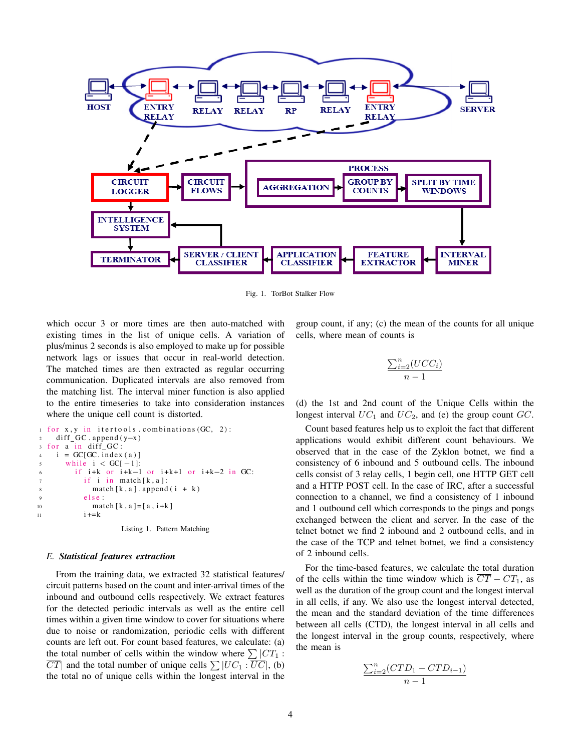Fig. 1. TorBot Stalker Flow

which occur 3 or more times are then auto-matched with existing times in the list of unique cells. A variation of plus/minus 2 seconds is also employed to make up for possible network lags or issues that occur in real-world detection. The matched times are then extracted as regular occurring communication. Duplicated intervals are also removed from the matching list. The interval miner function is also applied to the entire timeseries to take into consideration instances where the unique cell count is distorted.

```
for x,y in itertools.combinations(GC, 2):
  diff_GC.append(y-x)
for a in diff_GC:
  i = GC[GC.index(a)]
    while i < GC[-1]:
      if i+k or i+k-1 or i+k+1 or i+k-2 in GC:
        if i in match[k,a]:
          match[k,a].append(i + k)
        else:
          match[k,a]=[a,i+k]
        i+=k
```

Listing 1. Pattern Matching

### *E. Statistical features extraction*

From the training data, we extracted 32 statistical features/ circuit patterns based on the count and inter-arrival times of the inbound and outbound cells respectively. We extract features for the detected periodic intervals as well as the entire cell times within a given time window to cover for situations where due to noise or randomization, periodic cells with different counts are left out. For count based features, we calculate: (a) the total number of cells within the window where $\sum |CT_1 : \overline{CT}|$ and the total number of unique cells $\sum |UC_1 : \overline{UC}|$, (b) the total no of unique cells within the longest interval in the group count, if any; (c) the mean of the counts for all unique cells, where mean of counts is

$$\frac{\sum_{i=2}^{n}(UCC_i)}{n-1}$$

(d) the 1st and 2nd count of the Unique Cells within the longest interval $UC_1$ and $UC_2$, and (e) the group count $GC$.

Count based features help us to exploit the fact that different applications would exhibit different count behaviours. We observed that in the case of the Zyklon botnet, we find a consistency of 6 inbound and 5 outbound cells. The inbound cells consist of 3 relay cells, 1 begin cell, one HTTP GET cell and a HTTP POST cell. In the case of IRC, after a successful connection to a channel, we find a consistency of 1 inbound and 1 outbound cell which corresponds to the pings and pongs exchanged between the client and server. In the case of the telnet botnet we find 2 inbound and 2 outbound cells, and in the case of the TCP and telnet botnet, we find a consistency of 2 inbound cells.

For the time-based features, we calculate the total duration of the cells within the time window which is $\overline{CT} - CT_1$, as well as the duration of the group count and the longest interval in all cells, if any. We also use the longest interval detected, the mean and the standard deviation of the time differences between all cells (CTD), the longest interval in all cells and the longest interval in the group counts, respectively, where the mean is

$$\frac{\sum_{i=2}^{n}(CTD_1 - CTD_{i-1})}{n-1}$$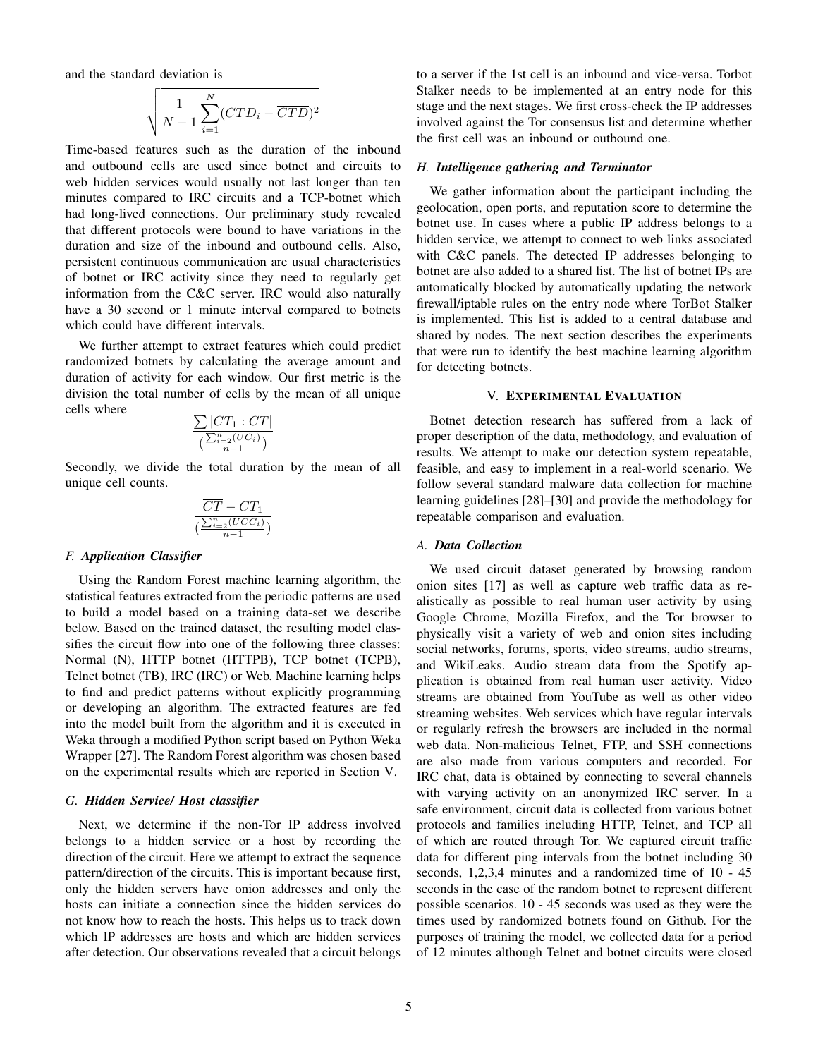and the standard deviation is

$$\sqrt{\frac{1}{N-1}\sum_{i=1}^{N}(CTD_i - \overline{CTD})^2}$$

Time-based features such as the duration of the inbound and outbound cells are used since botnet and circuits to web hidden services would usually not last longer than ten minutes compared to IRC circuits and a TCP-botnet which had long-lived connections. Our preliminary study revealed that different protocols were bound to have variations in the duration and size of the inbound and outbound cells. Also, persistent continuous communication are usual characteristics of botnet or IRC activity since they need to regularly get information from the C&C server. IRC would also naturally have a 30 second or 1 minute interval compared to botnets which could have different intervals.

We further attempt to extract features which could predict randomized botnets by calculating the average amount and duration of activity for each window. Our first metric is the division the total number of cells by the mean of all unique cells where

$$\frac{\sum |CT_1 : \overline{CT}|}{(\frac{\sum_{i=2}^{n}(UC_i)}{n-1})}$$

Secondly, we divide the total duration by the mean of all unique cell counts.

$$\frac{\overline{CT} - CT_1}{(\frac{\sum_{i=2}^{n}(UCC_i)}{n-1})}$$

### F. *Application Classifier*

Using the Random Forest machine learning algorithm, the statistical features extracted from the periodic patterns are used to build a model based on a training data-set we describe below. Based on the trained dataset, the resulting model classifies the circuit flow into one of the following three classes: Normal (N), HTTP botnet (HTTPB), TCP botnet (TCPB), Telnet botnet (TB), IRC (IRC) or Web. Machine learning helps to find and predict patterns without explicitly programming or developing an algorithm. The extracted features are fed into the model built from the algorithm and it is executed in Weka through a modified Python script based on Python Weka Wrapper [27]. The Random Forest algorithm was chosen based on the experimental results which are reported in Section V.

### G. *Hidden Service/ Host classifier*

Next, we determine if the non-Tor IP address involved belongs to a hidden service or a host by recording the direction of the circuit. Here we attempt to extract the sequence pattern/direction of the circuits. This is important because first, only the hidden servers have onion addresses and only the hosts can initiate a connection since the hidden services do not know how to reach the hosts. This helps us to track down which IP addresses are hosts and which are hidden services after detection. Our observations revealed that a circuit belongs to a server if the 1st cell is an inbound and vice-versa. Torbot Stalker needs to be implemented at an entry node for this stage and the next stages. We first cross-check the IP addresses involved against the Tor consensus list and determine whether the first cell was an inbound or outbound one.

### H. *Intelligence gathering and Terminator*

We gather information about the participant including the geolocation, open ports, and reputation score to determine the botnet use. In cases where a public IP address belongs to a hidden service, we attempt to connect to web links associated with C&C panels. The detected IP addresses belonging to botnet are also added to a shared list. The list of botnet IPs are automatically blocked by automatically updating the network firewall/iptable rules on the entry node where TorBot Stalker is implemented. This list is added to a central database and shared by nodes. The next section describes the experiments that were run to identify the best machine learning algorithm for detecting botnets.

## V. Experimental Evaluation

Botnet detection research has suffered from a lack of proper description of the data, methodology, and evaluation of results. We attempt to make our detection system repeatable, feasible, and easy to implement in a real-world scenario. We follow several standard malware data collection for machine learning guidelines [28]–[30] and provide the methodology for repeatable comparison and evaluation.

### A. *Data Collection*

We used circuit dataset generated by browsing random onion sites [17] as well as capture web traffic data as realistically as possible to real human user activity by using Google Chrome, Mozilla Firefox, and the Tor browser to physically visit a variety of web and onion sites including social networks, forums, sports, video streams, audio streams, and WikiLeaks. Audio stream data from the Spotify application is obtained from real human user activity. Video streams are obtained from YouTube as well as other video streaming websites. Web services which have regular intervals or regularly refresh the browsers are included in the normal web data. Non-malicious Telnet, FTP, and SSH connections are also made from various computers and recorded. For IRC chat, data is obtained by connecting to several channels with varying activity on an anonymized IRC server. In a safe environment, circuit data is collected from various botnet protocols and families including HTTP, Telnet, and TCP all of which are routed through Tor. We captured circuit traffic data for different ping intervals from the botnet including 30 seconds, 1,2,3,4 minutes and a randomized time of 10 - 45 seconds in the case of the random botnet to represent different possible scenarios. 10 - 45 seconds was used as they were the times used by randomized botnets found on Github. For the purposes of training the model, we collected data for a period of 12 minutes although Telnet and botnet circuits were closed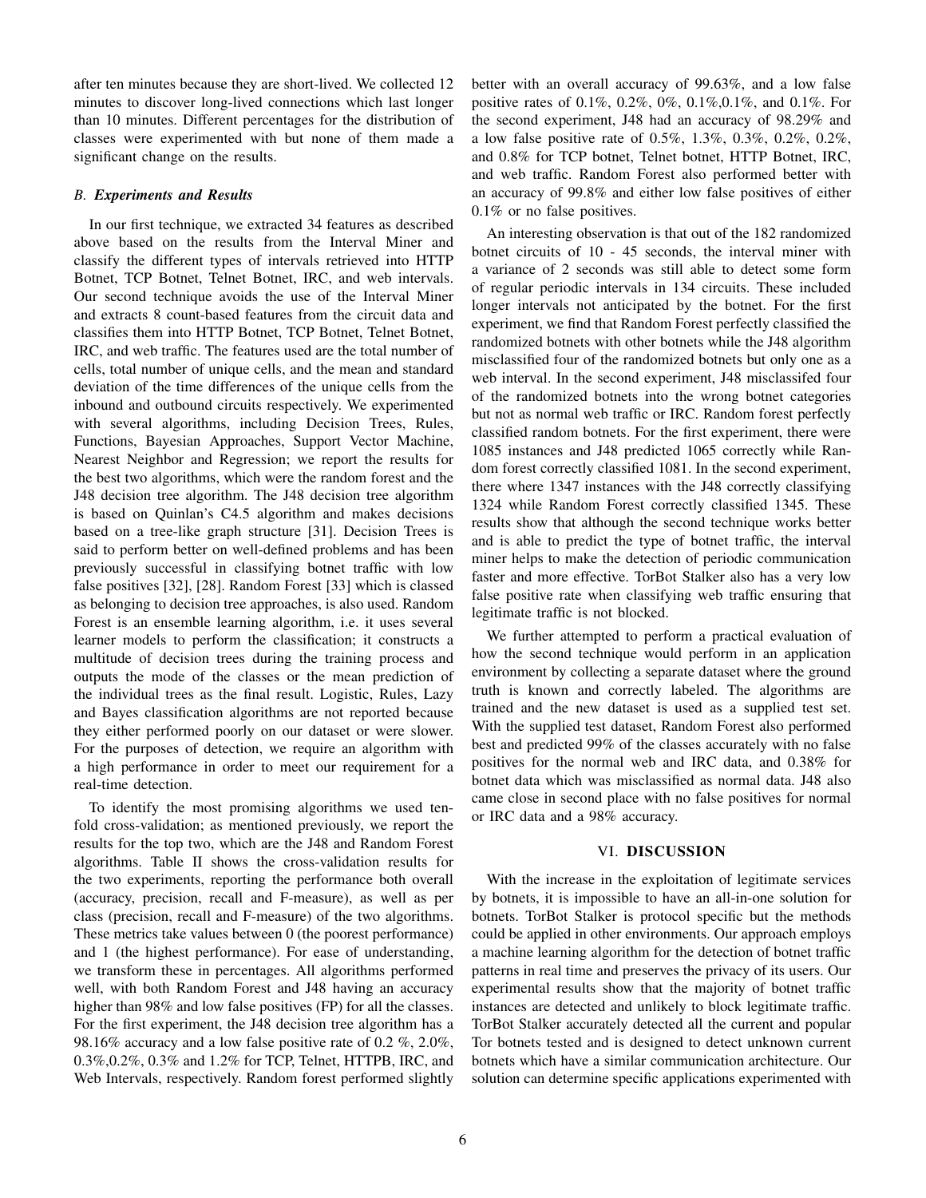after ten minutes because they are short-lived. We collected 12 minutes to discover long-lived connections which last longer than 10 minutes. Different percentages for the distribution of classes were experimented with but none of them made a significant change on the results.

### *B. Experiments and Results*

In our first technique, we extracted 34 features as described above based on the results from the Interval Miner and classify the different types of intervals retrieved into HTTP Botnet, TCP Botnet, Telnet Botnet, IRC, and web intervals. Our second technique avoids the use of the Interval Miner and extracts 8 count-based features from the circuit data and classifies them into HTTP Botnet, TCP Botnet, Telnet Botnet, IRC, and web traffic. The features used are the total number of cells, total number of unique cells, and the mean and standard deviation of the time differences of the unique cells from the inbound and outbound circuits respectively. We experimented with several algorithms, including Decision Trees, Rules, Functions, Bayesian Approaches, Support Vector Machine, Nearest Neighbor and Regression; we report the results for the best two algorithms, which were the random forest and the J48 decision tree algorithm. The J48 decision tree algorithm is based on Quinlan's C4.5 algorithm and makes decisions based on a tree-like graph structure [31]. Decision Trees is said to perform better on well-defined problems and has been previously successful in classifying botnet traffic with low false positives [32], [28]. Random Forest [33] which is classed as belonging to decision tree approaches, is also used. Random Forest is an ensemble learning algorithm, i.e. it uses several learner models to perform the classification; it constructs a multitude of decision trees during the training process and outputs the mode of the classes or the mean prediction of the individual trees as the final result. Logistic, Rules, Lazy and Bayes classification algorithms are not reported because they either performed poorly on our dataset or were slower. For the purposes of detection, we require an algorithm with a high performance in order to meet our requirement for a real-time detection.

To identify the most promising algorithms we used ten-fold cross-validation; as mentioned previously, we report the results for the top two, which are the J48 and Random Forest algorithms. Table II shows the cross-validation results for the two experiments, reporting the performance both overall (accuracy, precision, recall and F-measure), as well as per class (precision, recall and F-measure) of the two algorithms. These metrics take values between 0 (the poorest performance) and 1 (the highest performance). For ease of understanding, we transform these in percentages. All algorithms performed well, with both Random Forest and J48 having an accuracy higher than 98% and low false positives (FP) for all the classes. For the first experiment, the J48 decision tree algorithm has a 98.16% accuracy and a low false positive rate of 0.2 %, 2.0%, 0.3%,0.2%, 0.3% and 1.2% for TCP, Telnet, HTTPB, IRC, and Web Intervals, respectively. Random forest performed slightly better with an overall accuracy of 99.63%, and a low false positive rates of 0.1%, 0.2%, 0%, 0.1%,0.1%, and 0.1%. For the second experiment, J48 had an accuracy of 98.29% and a low false positive rate of 0.5%, 1.3%, 0.3%, 0.2%, 0.2%, and 0.8% for TCP botnet, Telnet botnet, HTTP Botnet, IRC, and web traffic. Random Forest also performed better with an accuracy of 99.8% and either low false positives of either 0.1% or no false positives.

An interesting observation is that out of the 182 randomized botnet circuits of 10 - 45 seconds, the interval miner with a variance of 2 seconds was still able to detect some form of regular periodic intervals in 134 circuits. These included longer intervals not anticipated by the botnet. For the first experiment, we find that Random Forest perfectly classified the randomized botnets with other botnets while the J48 algorithm misclassified four of the randomized botnets but only one as a web interval. In the second experiment, J48 misclassifed four of the randomized botnets into the wrong botnet categories but not as normal web traffic or IRC. Random forest perfectly classified random botnets. For the first experiment, there were 1085 instances and J48 predicted 1065 correctly while Random forest correctly classified 1081. In the second experiment, there where 1347 instances with the J48 correctly classifying 1324 while Random Forest correctly classified 1345. These results show that although the second technique works better and is able to predict the type of botnet traffic, the interval miner helps to make the detection of periodic communication faster and more effective. TorBot Stalker also has a very low false positive rate when classifying web traffic ensuring that legitimate traffic is not blocked.

We further attempted to perform a practical evaluation of how the second technique would perform in an application environment by collecting a separate dataset where the ground truth is known and correctly labeled. The algorithms are trained and the new dataset is used as a supplied test set. With the supplied test dataset, Random Forest also performed best and predicted 99% of the classes accurately with no false positives for the normal web and IRC data, and 0.38% for botnet data which was misclassified as normal data. J48 also came close in second place with no false positives for normal or IRC data and a 98% accuracy.

## VI. Discussion

With the increase in the exploitation of legitimate services by botnets, it is impossible to have an all-in-one solution for botnets. TorBot Stalker is protocol specific but the methods could be applied in other environments. Our approach employs a machine learning algorithm for the detection of botnet traffic patterns in real time and preserves the privacy of its users. Our experimental results show that the majority of botnet traffic instances are detected and unlikely to block legitimate traffic. TorBot Stalker accurately detected all the current and popular Tor botnets tested and is designed to detect unknown current botnets which have a similar communication architecture. Our solution can determine specific applications experimented with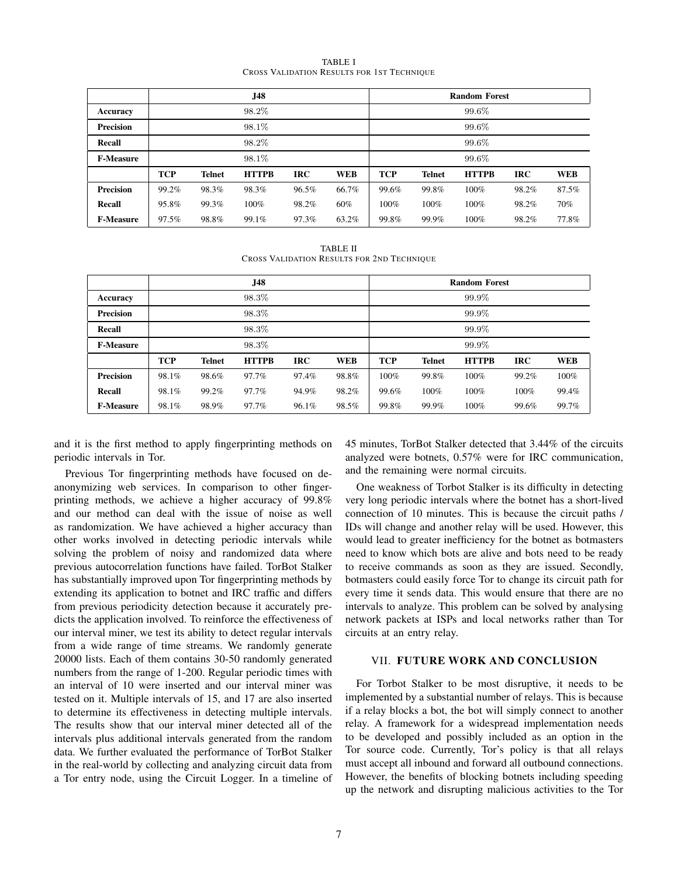TABLE I
CROSS VALIDATION RESULTS FOR 1ST TECHNIQUE

| | J48 | | | | | Random Forest | | | | |
|---|---|---|---|---|---|---|---|---|---|---|
| **Accuracy** | 98.2% | | | | | 99.6% | | | | |
| **Precision** | 98.1% | | | | | 99.6% | | | | |
| **Recall** | 98.2% | | | | | 99.6% | | | | |
| **F-Measure** | 98.1% | | | | | 99.6% | | | | |
| | **TCP** | **Telnet** | **HTTPB** | **IRC** | **WEB** | **TCP** | **Telnet** | **HTTPB** | **IRC** | **WEB** |
| **Precision** | 99.2% | 98.3% | 98.3% | 96.5% | 66.7% | 99.6% | 99.8% | 100% | 98.2% | 87.5% |
| **Recall** | 95.8% | 99.3% | 100% | 98.2% | 60% | 100% | 100% | 100% | 98.2% | 70% |
| **F-Measure** | 97.5% | 98.8% | 99.1% | 97.3% | 63.2% | 99.8% | 99.9% | 100% | 98.2% | 77.8% |

TABLE II
CROSS VALIDATION RESULTS FOR 2ND TECHNIQUE

| | J48 | | | | | Random Forest | | | | |
|---|---|---|---|---|---|---|---|---|---|---|
| **Accuracy** | 98.3% | | | | | 99.9% | | | | |
| **Precision** | 98.3% | | | | | 99.9% | | | | |
| **Recall** | 98.3% | | | | | 99.9% | | | | |
| **F-Measure** | 98.3% | | | | | 99.9% | | | | |
| | **TCP** | **Telnet** | **HTTPB** | **IRC** | **WEB** | **TCP** | **Telnet** | **HTTPB** | **IRC** | **WEB** |
| **Precision** | 98.1% | 98.6% | 97.7% | 97.4% | 98.8% | 100% | 99.8% | 100% | 99.2% | 100% |
| **Recall** | 98.1% | 99.2% | 97.7% | 94.9% | 98.2% | 99.6% | 100% | 100% | 100% | 99.4% |
| **F-Measure** | 98.1% | 98.9% | 97.7% | 96.1% | 98.5% | 99.8% | 99.9% | 100% | 99.6% | 99.7% |

and it is the first method to apply fingerprinting methods on periodic intervals in Tor.

Previous Tor fingerprinting methods have focused on de-anonymizing web services. In comparison to other fingerprinting methods, we achieve a higher accuracy of 99.8% and our method can deal with the issue of noise as well as randomization. We have achieved a higher accuracy than other works involved in detecting periodic intervals while solving the problem of noisy and randomized data where previous autocorrelation functions have failed. TorBot Stalker has substantially improved upon Tor fingerprinting methods by extending its application to botnet and IRC traffic and differs from previous periodicity detection because it accurately predicts the application involved. To reinforce the effectiveness of our interval miner, we test its ability to detect regular intervals from a wide range of time streams. We randomly generate 20000 lists. Each of them contains 30-50 randomly generated numbers from the range of 1-200. Regular periodic times with an interval of 10 were inserted and our interval miner was tested on it. Multiple intervals of 15, and 17 are also inserted to determine its effectiveness in detecting multiple intervals. The results show that our interval miner detected all of the intervals plus additional intervals generated from the random data. We further evaluated the performance of TorBot Stalker in the real-world by collecting and analyzing circuit data from a Tor entry node, using the Circuit Logger. In a timeline of 45 minutes, TorBot Stalker detected that 3.44% of the circuits analyzed were botnets, 0.57% were for IRC communication, and the remaining were normal circuits.

One weakness of Torbot Stalker is its difficulty in detecting very long periodic intervals where the botnet has a short-lived connection of 10 minutes. This is because the circuit paths / IDs will change and another relay will be used. However, this would lead to greater inefficiency for the botnet as botmasters need to know which bots are alive and bots need to be ready to receive commands as soon as they are issued. Secondly, botmasters could easily force Tor to change its circuit path for every time it sends data. This would ensure that there are no intervals to analyze. This problem can be solved by analysing network packets at ISPs and local networks rather than Tor circuits at an entry relay.

## VII. FUTURE WORK AND CONCLUSION

For Torbot Stalker to be most disruptive, it needs to be implemented by a substantial number of relays. This is because if a relay blocks a bot, the bot will simply connect to another relay. A framework for a widespread implementation needs to be developed and possibly included as an option in the Tor source code. Currently, Tor's policy is that all relays must accept all inbound and forward all outbound connections. However, the benefits of blocking botnets including speeding up the network and disrupting malicious activities to the Tor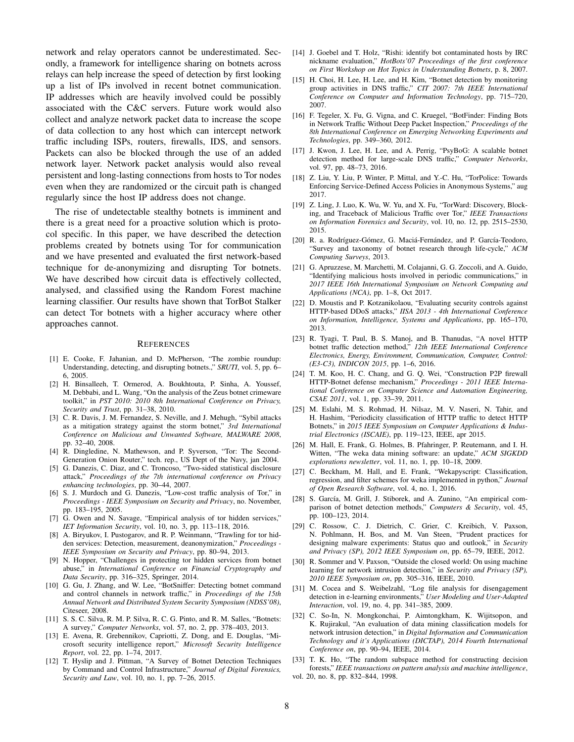network and relay operators cannot be underestimated. Secondly, a framework for intelligence sharing on botnets across relays can help increase the speed of detection by first looking up a list of IPs involved in recent botnet communication. IP addresses which are heavily involved could be possibly associated with the C&C servers. Future work would also collect and analyze network packet data to increase the scope of data collection to any host which can intercept network traffic including ISPs, routers, firewalls, IDS, and sensors. Packets can also be blocked through the use of an added network layer. Network packet analysis would also reveal persistent and long-lasting connections from hosts to Tor nodes even when they are randomized or the circuit path is changed regularly since the host IP address does not change.

The rise of undetectable stealthy botnets is imminent and there is a great need for a proactive solution which is protocol specific. In this paper, we have described the detection problems created by botnets using Tor for communication and we have presented and evaluated the first network-based technique for de-anonymizing and disrupting Tor botnets. We have described how circuit data is effectively collected, analysed, and classified using the Random Forest machine learning classifier. Our results have shown that TorBot Stalker can detect Tor botnets with a higher accuracy where other approaches cannot.

## References

[1] E. Cooke, F. Jahanian, and D. McPherson, "The zombie roundup: Understanding, detecting, and disrupting botnets.," *SRUTI*, vol. 5, pp. 6–6, 2005.

[2] H. Binsalleeh, T. Ormerod, A. Boukhtouta, P. Sinha, A. Youssef, M. Debbabi, and L. Wang, "On the analysis of the Zeus botnet crimeware toolkit," in *PST 2010: 2010 8th International Conference on Privacy, Security and Trust*, pp. 31–38, 2010.

[3] C. R. Davis, J. M. Fernandez, S. Neville, and J. Mehugh, "Sybil attacks as a mitigation strategy against the storm botnet," *3rd International Conference on Malicious and Unwanted Software, MALWARE 2008*, pp. 32–40, 2008.

[4] R. Dingledine, N. Mathewson, and P. Syverson, "Tor: The Second-Generation Onion Router," tech. rep., US Dept of the Navy, jan 2004.

[5] G. Danezis, C. Diaz, and C. Troncoso, "Two-sided statistical disclosure attack," *Proceedings of the 7th international conference on Privacy enhancing technologies*, pp. 30–44, 2007.

[6] S. J. Murdoch and G. Danezis, "Low-cost traffic analysis of Tor," in *Proceedings - IEEE Symposium on Security and Privacy*, no. November, pp. 183–195, 2005.

[7] G. Owen and N. Savage, "Empirical analysis of tor hidden services," *IET Information Security*, vol. 10, no. 3, pp. 113–118, 2016.

[8] A. Biryukov, I. Pustogarov, and R. P. Weinmann, "Trawling for tor hidden services: Detection, measurement, deanonymization," *Proceedings - IEEE Symposium on Security and Privacy*, pp. 80–94, 2013.

[9] N. Hopper, "Challenges in protecting tor hidden services from botnet abuse," in *International Conference on Financial Cryptography and Data Security*, pp. 316–325, Springer, 2014.

[10] G. Gu, J. Zhang, and W. Lee, "BotSniffer: Detecting botnet command and control channels in network traffic," in *Proceedings of the 15th Annual Network and Distributed System Security Symposium (NDSS'08)*, Citeseer, 2008.

[11] S. S. C. Silva, R. M. P. Silva, R. C. G. Pinto, and R. M. Salles, "Botnets: A survey," *Computer Networks*, vol. 57, no. 2, pp. 378–403, 2013.

[13] E. Avena, R. Grebennikov, Capriotti, Z. Dong, and E. Douglas, "Microsoft security intelligence report," *Microsoft Security Intelligence Report*, vol. 22, pp. 1–74, 2017.

[12] T. Hyslip and J. Pittman, "A Survey of Botnet Detection Techniques by Command and Control Infrastructure," *Journal of Digital Forensics, Security and Law*, vol. 10, no. 1, pp. 7–26, 2015.

[14] J. Goebel and T. Holz, "Rishi: identify bot contaminated hosts by IRC nickname evaluation," *HotBots'07 Proceedings of the first conference on First Workshop on Hot Topics in Understanding Botnets*, p. 8, 2007.

[15] H. Choi, H. Lee, H. Lee, and H. Kim, "Botnet detection by monitoring group activities in DNS traffic," *CIT 2007: 7th IEEE International Conference on Computer and Information Technology*, pp. 715–720, 2007.

[16] F. Tegeler, X. Fu, G. Vigna, and C. Kruegel, "BotFinder: Finding Bots in Network Traffic Without Deep Packet Inspection," *Proceedings of the 8th International Conference on Emerging Networking Experiments and Technologies*, pp. 349–360, 2012.

[17] J. Kwon, J. Lee, H. Lee, and A. Perrig, "PsyBoG: A scalable botnet detection method for large-scale DNS traffic," *Computer Networks*, vol. 97, pp. 48–73, 2016.

[18] Z. Liu, Y. Liu, P. Winter, P. Mittal, and Y.-C. Hu, "TorPolice: Towards Enforcing Service-Defined Access Policies in Anonymous Systems," aug 2017.

[19] Z. Ling, J. Luo, K. Wu, W. Yu, and X. Fu, "TorWard: Discovery, Blocking, and Traceback of Malicious Traffic over Tor," *IEEE Transactions on Information Forensics and Security*, vol. 10, no. 12, pp. 2515–2530, 2015.

[20] R. a. Rodríguez-Gómez, G. Maciá-Fernández, and P. García-Teodoro, "Survey and taxonomy of botnet research through life-cycle," *ACM Computing Surveys*, 2013.

[21] G. Apruzzese, M. Marchetti, M. Colajanni, G. G. Zoccoli, and A. Guido, "Identifying malicious hosts involved in periodic communications," in *2017 IEEE 16th International Symposium on Network Computing and Applications (NCA)*, pp. 1–8, Oct 2017.

[22] D. Moustis and P. Kotzanikolaou, "Evaluating security controls against HTTP-based DDoS attacks," *IISA 2013 - 4th International Conference on Information, Intelligence, Systems and Applications*, pp. 165–170, 2013.

[23] R. Tyagi, T. Paul, B. S. Manoj, and B. Thanudas, "A novel HTTP botnet traffic detection method," *12th IEEE International Conference Electronics, Energy, Environment, Communication, Computer, Control: (E3-C3), INDICON 2015*, pp. 1–6, 2016.

[24] T. M. Koo, H. C. Chang, and G. Q. Wei, "Construction P2P firewall HTTP-Botnet defense mechanism," *Proceedings - 2011 IEEE International Conference on Computer Science and Automation Engineering, CSAE 2011*, vol. 1, pp. 33–39, 2011.

[25] M. Eslahi, M. S. Rohmad, H. Nilsaz, M. V. Naseri, N. Tahir, and H. Hashim, "Periodicity classification of HTTP traffic to detect HTTP Botnets," in *2015 IEEE Symposium on Computer Applications & Industrial Electronics (ISCAIE)*, pp. 119–123, IEEE, apr 2015.

[26] M. Hall, E. Frank, G. Holmes, B. Pfahringer, P. Reutemann, and I. H. Witten, "The weka data mining software: an update," *ACM SIGKDD explorations newsletter*, vol. 11, no. 1, pp. 10–18, 2009.

[27] C. Beckham, M. Hall, and E. Frank, "Wekapyscript: Classification, regression, and filter schemes for weka implemented in python," *Journal of Open Research Software*, vol. 4, no. 1, 2016.

[28] S. García, M. Grill, J. Stiborek, and A. Zunino, "An empirical comparison of botnet detection methods," *Computers & Security*, vol. 45, pp. 100–123, 2014.

[29] C. Rossow, C. J. Dietrich, C. Grier, C. Kreibich, V. Paxson, N. Pohlmann, H. Bos, and M. Van Steen, "Prudent practices for designing malware experiments: Status quo and outlook," in *Security and Privacy (SP), 2012 IEEE Symposium on*, pp. 65–79, IEEE, 2012.

[30] R. Sommer and V. Paxson, "Outside the closed world: On using machine learning for network intrusion detection," in *Security and Privacy (SP), 2010 IEEE Symposium on*, pp. 305–316, IEEE, 2010.

[31] M. Cocea and S. Weibelzahl, "Log file analysis for disengagement detection in e-learning environments," *User Modeling and User-Adapted Interaction*, vol. 19, no. 4, pp. 341–385, 2009.

[32] C. So-In, N. Mongkonchai, P. Aimtongkham, K. Wijitsopon, and K. Rujirakul, "An evaluation of data mining classification models for network intrusion detection," in *Digital Information and Communication Technology and it's Applications (DICTAP), 2014 Fourth International Conference on*, pp. 90–94, IEEE, 2014.

[33] T. K. Ho, "The random subspace method for constructing decision forests," *IEEE transactions on pattern analysis and machine intelligence*, vol. 20, no. 8, pp. 832–844, 1998.